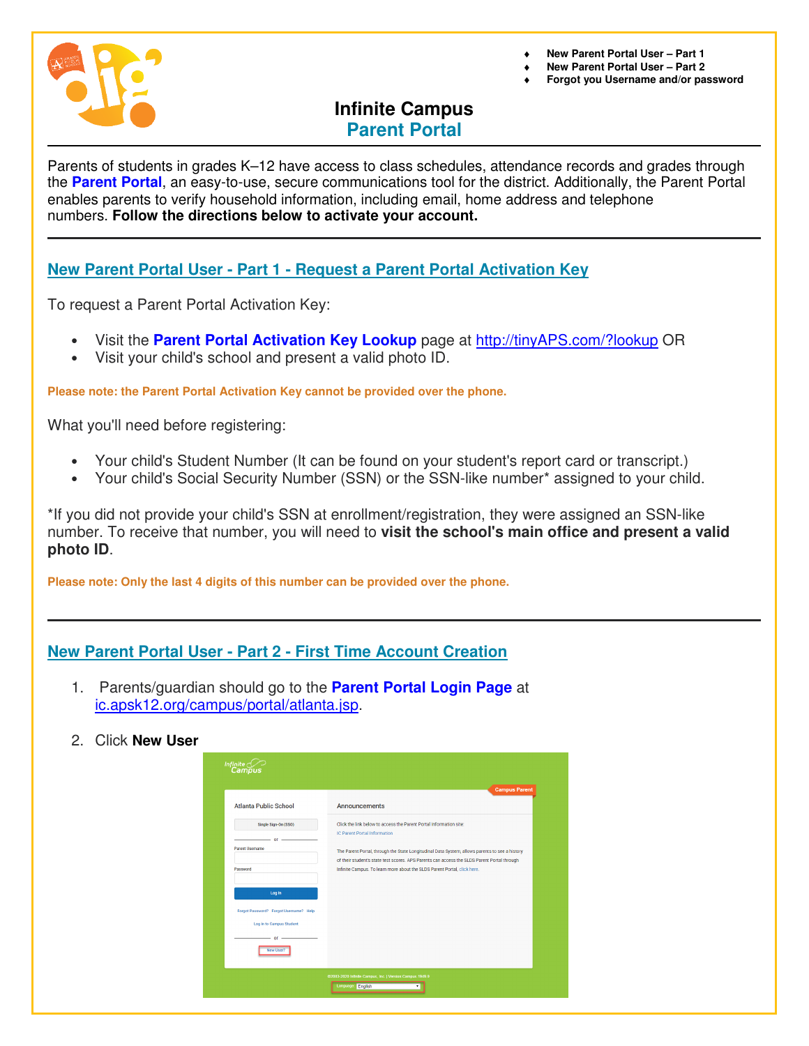- New Parent Portal User – Part 1
- New Parent Portal User – Part 2
- Forgot you Username and/or password

# Infinite Campus
## Parent Portal

Parents of students in grades K–12 have access to class schedules, attendance records and grades through the **Parent Portal**, an easy-to-use, secure communications tool for the district. Additionally, the Parent Portal enables parents to verify household information, including email, home address and telephone numbers. **Follow the directions below to activate your account.**

---

## New Parent Portal User - Part 1 - Request a Parent Portal Activation Key

To request a Parent Portal Activation Key:

- Visit the **Parent Portal Activation Key Lookup** page at http://tinyAPS.com/?lookup OR
- Visit your child's school and present a valid photo ID.

**Please note: the Parent Portal Activation Key cannot be provided over the phone.**

What you'll need before registering:

- Your child's Student Number (It can be found on your student's report card or transcript.)
- Your child's Social Security Number (SSN) or the SSN-like number* assigned to your child.

*If you did not provide your child's SSN at enrollment/registration, they were assigned an SSN-like number. To receive that number, you will need to **visit the school's main office and present a valid photo ID**.

**Please note: Only the last 4 digits of this number can be provided over the phone.**

---

## New Parent Portal User - Part 2 - First Time Account Creation

1. Parents/guardian should go to the **Parent Portal Login Page** at ic.apsk12.org/campus/portal/atlanta.jsp.
2. Click **New User**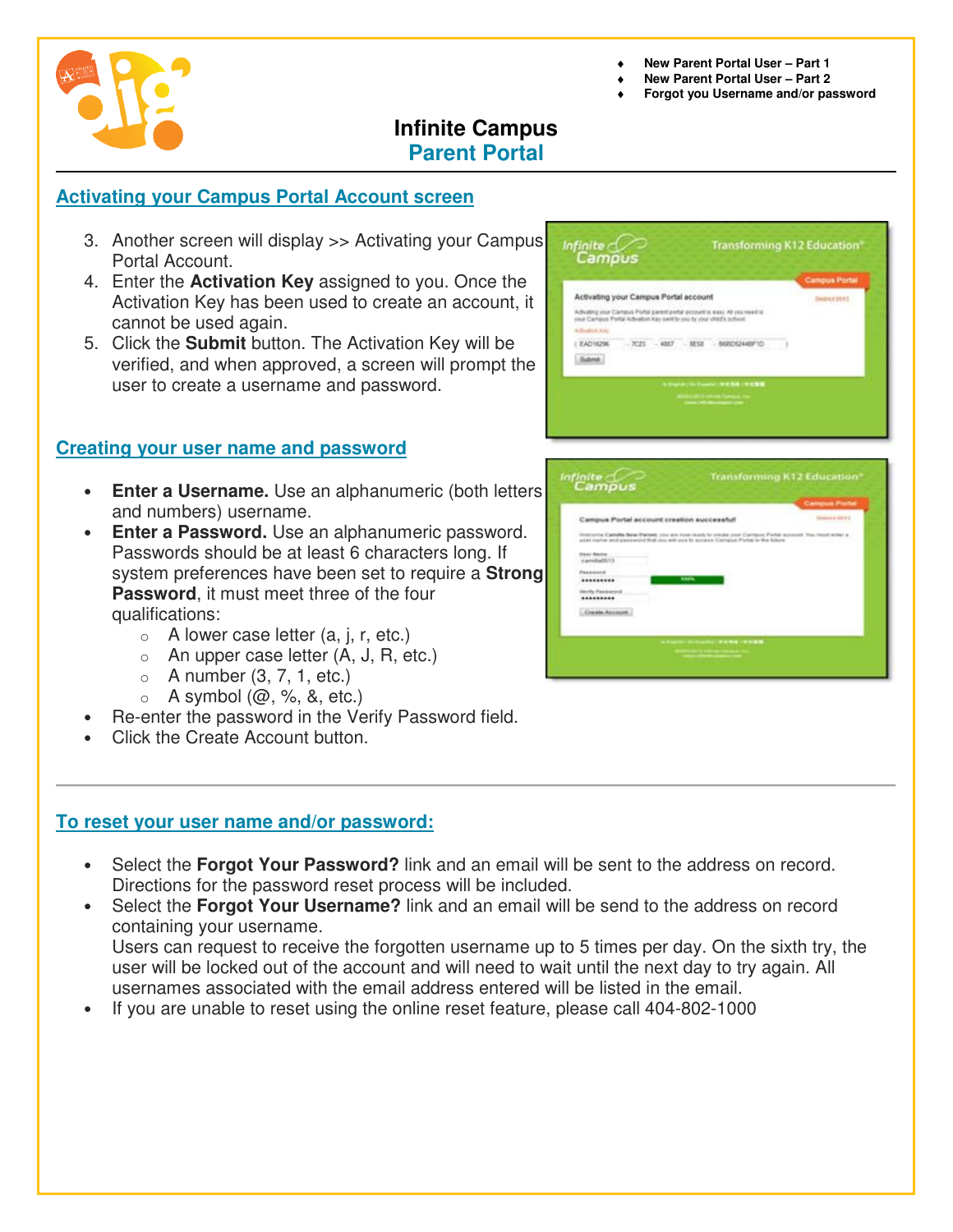- New Parent Portal User – Part 1
- New Parent Portal User – Part 2
- Forgot you Username and/or password

# Infinite Campus
## Parent Portal

### Activating your Campus Portal Account screen

3. Another screen will display >> Activating your Campus Portal Account.
4. Enter the **Activation Key** assigned to you. Once the Activation Key has been used to create an account, it cannot be used again.
5. Click the **Submit** button. The Activation Key will be verified, and when approved, a screen will prompt the user to create a username and password.

### Creating your user name and password

- **Enter a Username.** Use an alphanumeric (both letters and numbers) username.
- **Enter a Password.** Use an alphanumeric password. Passwords should be at least 6 characters long. If system preferences have been set to require a **Strong Password**, it must meet three of the four qualifications:
  - A lower case letter (a, j, r, etc.)
  - An upper case letter (A, J, R, etc.)
  - A number (3, 7, 1, etc.)
  - A symbol (@, %, &, etc.)
- Re-enter the password in the Verify Password field.
- Click the Create Account button.

---

### To reset your user name and/or password:

- Select the **Forgot Your Password?** link and an email will be sent to the address on record. Directions for the password reset process will be included.
- Select the **Forgot Your Username?** link and an email will be send to the address on record containing your username.
  Users can request to receive the forgotten username up to 5 times per day. On the sixth try, the user will be locked out of the account and will need to wait until the next day to try again. All usernames associated with the email address entered will be listed in the email.
- If you are unable to reset using the online reset feature, please call 404-802-1000